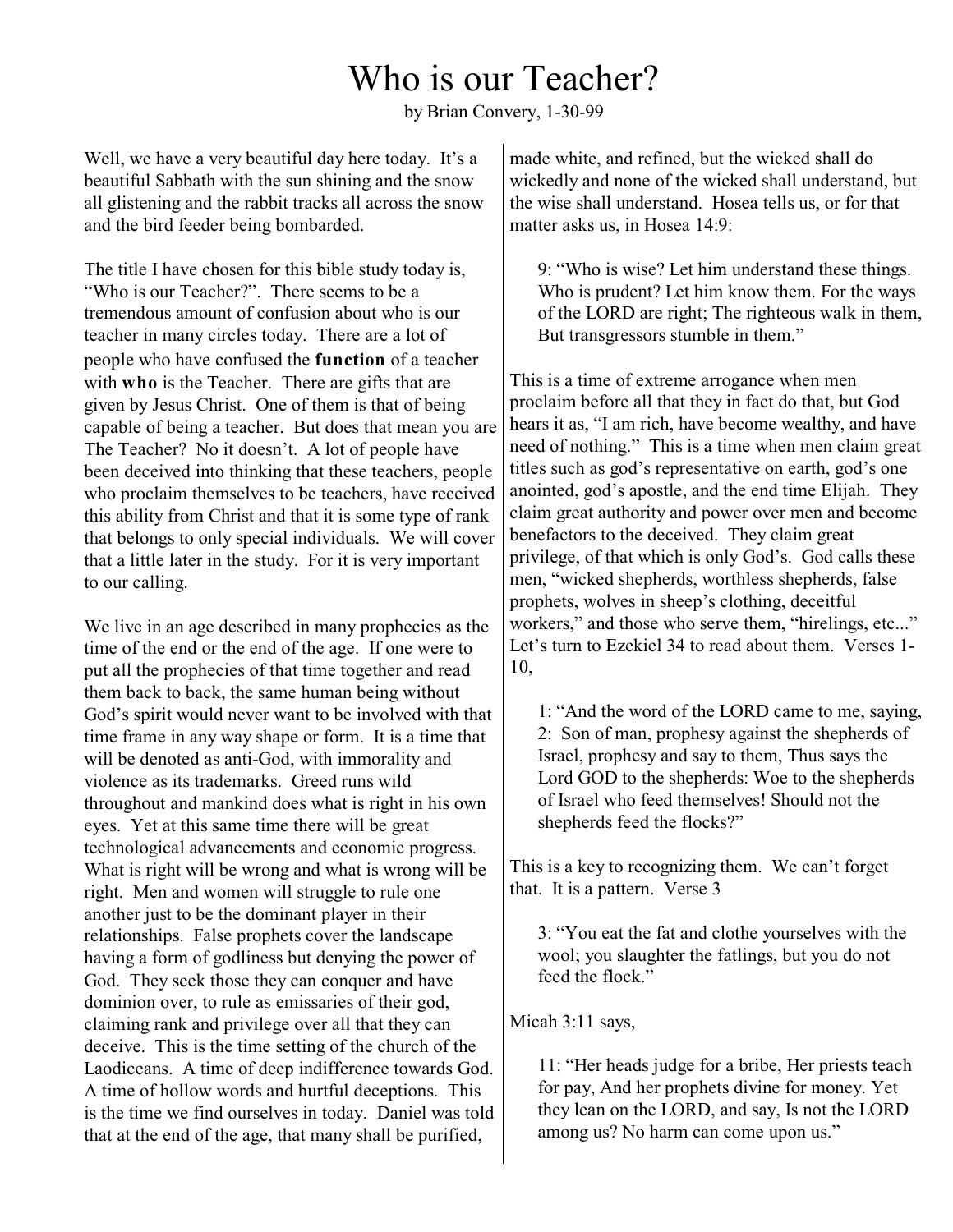# Who is our Teacher?

by Brian Convery, 1-30-99

Well, we have a very beautiful day here today. It's a beautiful Sabbath with the sun shining and the snow all glistening and the rabbit tracks all across the snow and the bird feeder being bombarded.

The title I have chosen for this bible study today is, "Who is our Teacher?". There seems to be a tremendous amount of confusion about who is our teacher in many circles today. There are a lot of people who have confused the **function** of a teacher with **who** is the Teacher. There are gifts that are given by Jesus Christ. One of them is that of being capable of being a teacher. But does that mean you are The Teacher? No it doesn't. A lot of people have been deceived into thinking that these teachers, people who proclaim themselves to be teachers, have received this ability from Christ and that it is some type of rank that belongs to only special individuals. We will cover that a little later in the study. For it is very important to our calling.

We live in an age described in many prophecies as the time of the end or the end of the age. If one were to put all the prophecies of that time together and read them back to back, the same human being without God's spirit would never want to be involved with that time frame in any way shape or form. It is a time that will be denoted as anti-God, with immorality and violence as its trademarks. Greed runs wild throughout and mankind does what is right in his own eyes. Yet at this same time there will be great technological advancements and economic progress. What is right will be wrong and what is wrong will be right. Men and women will struggle to rule one another just to be the dominant player in their relationships. False prophets cover the landscape having a form of godliness but denying the power of God. They seek those they can conquer and have dominion over, to rule as emissaries of their god, claiming rank and privilege over all that they can deceive. This is the time setting of the church of the Laodiceans. A time of deep indifference towards God. A time of hollow words and hurtful deceptions. This is the time we find ourselves in today. Daniel was told that at the end of the age, that many shall be purified, made white, and refined, but the wicked shall do wickedly and none of the wicked shall understand, but the wise shall understand. Hosea tells us, or for that matter asks us, in Hosea 14:9:

> 9: "Who is wise? Let him understand these things. Who is prudent? Let him know them. For the ways of the LORD are right; The righteous walk in them, But transgressors stumble in them."

This is a time of extreme arrogance when men proclaim before all that they in fact do that, but God hears it as, "I am rich, have become wealthy, and have need of nothing." This is a time when men claim great titles such as god's representative on earth, god's one anointed, god's apostle, and the end time Elijah. They claim great authority and power over men and become benefactors to the deceived. They claim great privilege, of that which is only God's. God calls these men, "wicked shepherds, worthless shepherds, false prophets, wolves in sheep's clothing, deceitful workers," and those who serve them, "hirelings, etc..." Let's turn to Ezekiel 34 to read about them. Verses 1-10,

> 1: "And the word of the LORD came to me, saying,
> 2: Son of man, prophesy against the shepherds of Israel, prophesy and say to them, Thus says the Lord GOD to the shepherds: Woe to the shepherds of Israel who feed themselves! Should not the shepherds feed the flocks?"

This is a key to recognizing them. We can't forget that. It is a pattern. Verse 3

> 3: "You eat the fat and clothe yourselves with the wool; you slaughter the fatlings, but you do not feed the flock."

Micah 3:11 says,

> 11: "Her heads judge for a bribe, Her priests teach for pay, And her prophets divine for money. Yet they lean on the LORD, and say, Is not the LORD among us? No harm can come upon us."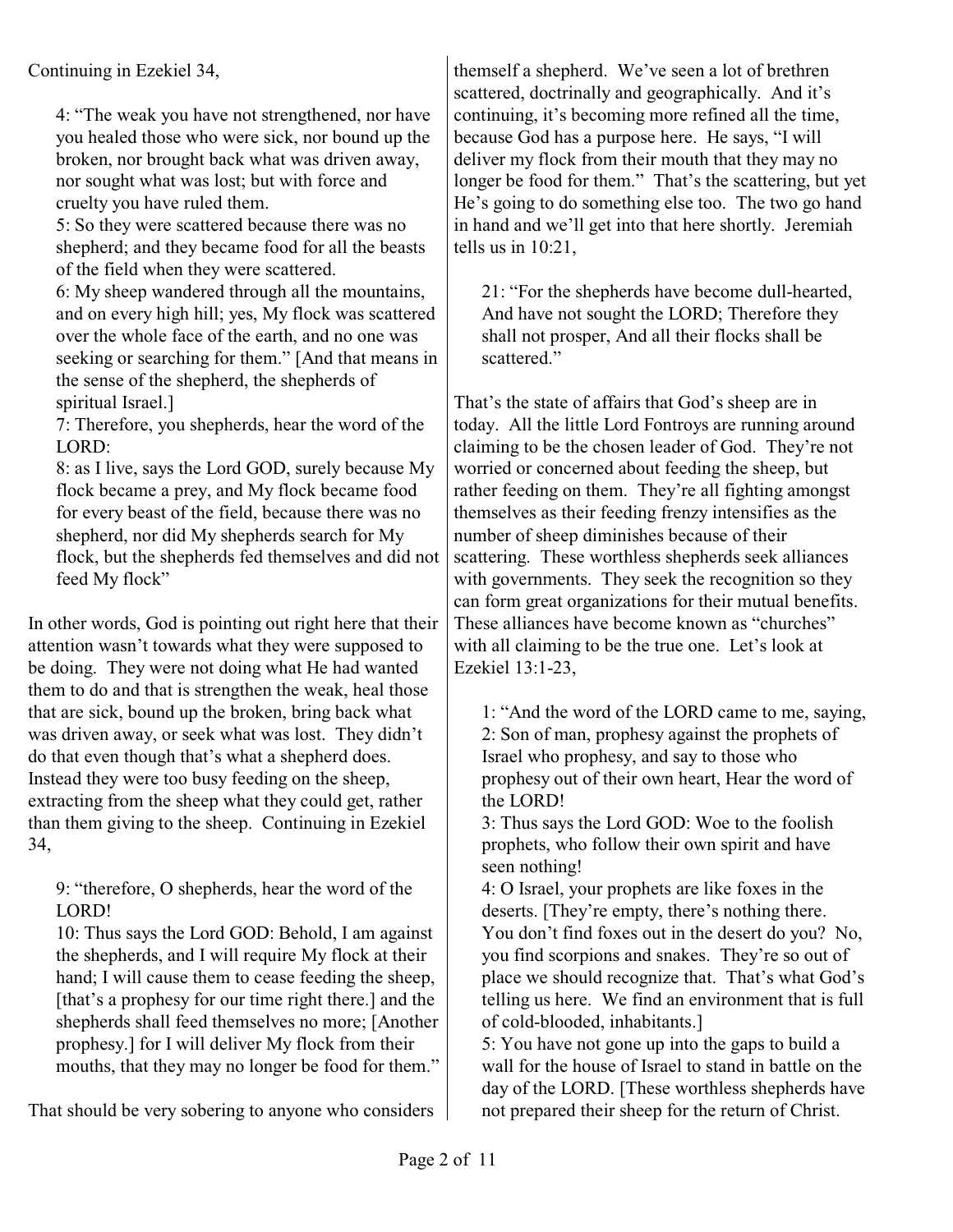Continuing in Ezekiel 34,

> 4: "The weak you have not strengthened, nor have you healed those who were sick, nor bound up the broken, nor brought back what was driven away, nor sought what was lost; but with force and cruelty you have ruled them.
> 5: So they were scattered because there was no shepherd; and they became food for all the beasts of the field when they were scattered.
> 6: My sheep wandered through all the mountains, and on every high hill; yes, My flock was scattered over the whole face of the earth, and no one was seeking or searching for them." [And that means in the sense of the shepherd, the shepherds of spiritual Israel.]
> 7: Therefore, you shepherds, hear the word of the LORD:
> 8: as I live, says the Lord GOD, surely because My flock became a prey, and My flock became food for every beast of the field, because there was no shepherd, nor did My shepherds search for My flock, but the shepherds fed themselves and did not feed My flock"

In other words, God is pointing out right here that their attention wasn't towards what they were supposed to be doing. They were not doing what He had wanted them to do and that is strengthen the weak, heal those that are sick, bound up the broken, bring back what was driven away, or seek what was lost. They didn't do that even though that's what a shepherd does. Instead they were too busy feeding on the sheep, extracting from the sheep what they could get, rather than them giving to the sheep. Continuing in Ezekiel 34,

> 9: "therefore, O shepherds, hear the word of the LORD!
> 10: Thus says the Lord GOD: Behold, I am against the shepherds, and I will require My flock at their hand; I will cause them to cease feeding the sheep, [that's a prophesy for our time right there.] and the shepherds shall feed themselves no more; [Another prophesy.] for I will deliver My flock from their mouths, that they may no longer be food for them."

That should be very sobering to anyone who considers themself a shepherd. We've seen a lot of brethren scattered, doctrinally and geographically. And it's continuing, it's becoming more refined all the time, because God has a purpose here. He says, "I will deliver my flock from their mouth that they may no longer be food for them." That's the scattering, but yet He's going to do something else too. The two go hand in hand and we'll get into that here shortly. Jeremiah tells us in 10:21,

> 21: "For the shepherds have become dull-hearted, And have not sought the LORD; Therefore they shall not prosper, And all their flocks shall be scattered."

That's the state of affairs that God's sheep are in today. All the little Lord Fontroys are running around claiming to be the chosen leader of God. They're not worried or concerned about feeding the sheep, but rather feeding on them. They're all fighting amongst themselves as their feeding frenzy intensifies as the number of sheep diminishes because of their scattering. These worthless shepherds seek alliances with governments. They seek the recognition so they can form great organizations for their mutual benefits. These alliances have become known as "churches" with all claiming to be the true one. Let's look at Ezekiel 13:1-23,

> 1: "And the word of the LORD came to me, saying,
> 2: Son of man, prophesy against the prophets of Israel who prophesy, and say to those who prophesy out of their own heart, Hear the word of the LORD!
> 3: Thus says the Lord GOD: Woe to the foolish prophets, who follow their own spirit and have seen nothing!
> 4: O Israel, your prophets are like foxes in the deserts. [They're empty, there's nothing there. You don't find foxes out in the desert do you? No, you find scorpions and snakes. They're so out of place we should recognize that. That's what God's telling us here. We find an environment that is full of cold-blooded, inhabitants.]
> 5: You have not gone up into the gaps to build a wall for the house of Israel to stand in battle on the day of the LORD. [These worthless shepherds have not prepared their sheep for the return of Christ.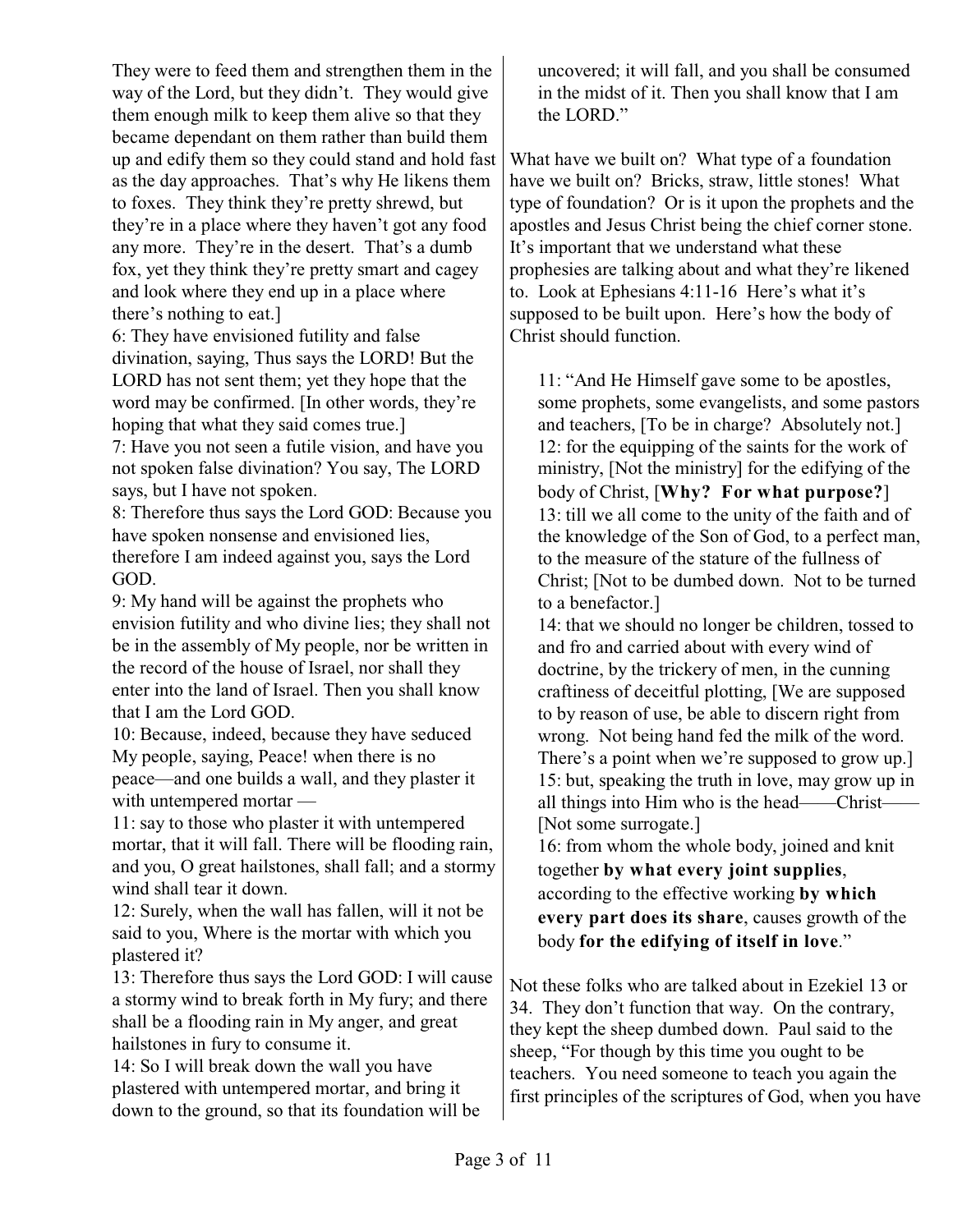They were to feed them and strengthen them in the way of the Lord, but they didn't. They would give them enough milk to keep them alive so that they became dependant on them rather than build them up and edify them so they could stand and hold fast as the day approaches. That's why He likens them to foxes. They think they're pretty shrewd, but they're in a place where they haven't got any food any more. They're in the desert. That's a dumb fox, yet they think they're pretty smart and cagey and look where they end up in a place where there's nothing to eat.]

6: They have envisioned futility and false divination, saying, Thus says the LORD! But the LORD has not sent them; yet they hope that the word may be confirmed. [In other words, they're hoping that what they said comes true.]

7: Have you not seen a futile vision, and have you not spoken false divination? You say, The LORD says, but I have not spoken.

8: Therefore thus says the Lord GOD: Because you have spoken nonsense and envisioned lies, therefore I am indeed against you, says the Lord GOD.

9: My hand will be against the prophets who envision futility and who divine lies; they shall not be in the assembly of My people, nor be written in the record of the house of Israel, nor shall they enter into the land of Israel. Then you shall know that I am the Lord GOD.

10: Because, indeed, because they have seduced My people, saying, Peace! when there is no peace—and one builds a wall, and they plaster it with untempered mortar —

11: say to those who plaster it with untempered mortar, that it will fall. There will be flooding rain, and you, O great hailstones, shall fall; and a stormy wind shall tear it down.

12: Surely, when the wall has fallen, will it not be said to you, Where is the mortar with which you plastered it?

13: Therefore thus says the Lord GOD: I will cause a stormy wind to break forth in My fury; and there shall be a flooding rain in My anger, and great hailstones in fury to consume it.

14: So I will break down the wall you have plastered with untempered mortar, and bring it down to the ground, so that its foundation will be uncovered; it will fall, and you shall be consumed in the midst of it. Then you shall know that I am the LORD."

What have we built on? What type of a foundation have we built on? Bricks, straw, little stones! What type of foundation? Or is it upon the prophets and the apostles and Jesus Christ being the chief corner stone. It's important that we understand what these prophesies are talking about and what they're likened to. Look at Ephesians 4:11-16 Here's what it's supposed to be built upon. Here's how the body of Christ should function.

> 11: "And He Himself gave some to be apostles, some prophets, some evangelists, and some pastors and teachers, [To be in charge? Absolutely not.]
> 12: for the equipping of the saints for the work of ministry, [Not the ministry] for the edifying of the body of Christ, [**Why? For what purpose?**]
> 13: till we all come to the unity of the faith and of the knowledge of the Son of God, to a perfect man, to the measure of the stature of the fullness of Christ; [Not to be dumbed down. Not to be turned to a benefactor.]
> 14: that we should no longer be children, tossed to and fro and carried about with every wind of doctrine, by the trickery of men, in the cunning craftiness of deceitful plotting, [We are supposed to by reason of use, be able to discern right from wrong. Not being hand fed the milk of the word. There's a point when we're supposed to grow up.]
> 15: but, speaking the truth in love, may grow up in all things into Him who is the head——Christ—— [Not some surrogate.]
> 16: from whom the whole body, joined and knit together **by what every joint supplies**, according to the effective working **by which every part does its share**, causes growth of the body **for the edifying of itself in love**."

Not these folks who are talked about in Ezekiel 13 or 34. They don't function that way. On the contrary, they kept the sheep dumbed down. Paul said to the sheep, "For though by this time you ought to be teachers. You need someone to teach you again the first principles of the scriptures of God, when you have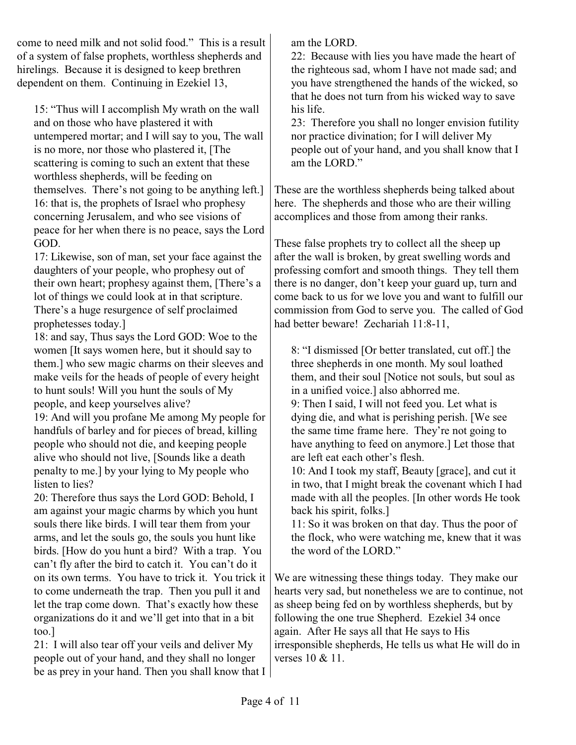come to need milk and not solid food." This is a result of a system of false prophets, worthless shepherds and hirelings. Because it is designed to keep brethren dependent on them. Continuing in Ezekiel 13,

> 15: "Thus will I accomplish My wrath on the wall and on those who have plastered it with untempered mortar; and I will say to you, The wall is no more, nor those who plastered it, [The scattering is coming to such an extent that these worthless shepherds, will be feeding on themselves. There's not going to be anything left.]
> 16: that is, the prophets of Israel who prophesy concerning Jerusalem, and who see visions of peace for her when there is no peace, says the Lord GOD.
> 17: Likewise, son of man, set your face against the daughters of your people, who prophesy out of their own heart; prophesy against them, [There's a lot of things we could look at in that scripture. There's a huge resurgence of self proclaimed prophetesses today.]
> 18: and say, Thus says the Lord GOD: Woe to the women [It says women here, but it should say to them.] who sew magic charms on their sleeves and make veils for the heads of people of every height to hunt souls! Will you hunt the souls of My people, and keep yourselves alive?
> 19: And will you profane Me among My people for handfuls of barley and for pieces of bread, killing people who should not die, and keeping people alive who should not live, [Sounds like a death penalty to me.] by your lying to My people who listen to lies?
> 20: Therefore thus says the Lord GOD: Behold, I am against your magic charms by which you hunt souls there like birds. I will tear them from your arms, and let the souls go, the souls you hunt like birds. [How do you hunt a bird? With a trap. You can't fly after the bird to catch it. You can't do it on its own terms. You have to trick it. You trick it to come underneath the trap. Then you pull it and let the trap come down. That's exactly how these organizations do it and we'll get into that in a bit too.]
> 21: I will also tear off your veils and deliver My people out of your hand, and they shall no longer be as prey in your hand. Then you shall know that I am the LORD.
> 22: Because with lies you have made the heart of the righteous sad, whom I have not made sad; and you have strengthened the hands of the wicked, so that he does not turn from his wicked way to save his life.
> 23: Therefore you shall no longer envision futility nor practice divination; for I will deliver My people out of your hand, and you shall know that I am the LORD."

These are the worthless shepherds being talked about here. The shepherds and those who are their willing accomplices and those from among their ranks.

These false prophets try to collect all the sheep up after the wall is broken, by great swelling words and professing comfort and smooth things. They tell them there is no danger, don't keep your guard up, turn and come back to us for we love you and want to fulfill our commission from God to serve you. The called of God had better beware! Zechariah 11:8-11,

> 8: "I dismissed [Or better translated, cut off.] the three shepherds in one month. My soul loathed them, and their soul [Notice not souls, but soul as in a unified voice.] also abhorred me.
> 9: Then I said, I will not feed you. Let what is dying die, and what is perishing perish. [We see the same time frame here. They're not going to have anything to feed on anymore.] Let those that are left eat each other's flesh.
> 10: And I took my staff, Beauty [grace], and cut it in two, that I might break the covenant which I had made with all the peoples. [In other words He took back his spirit, folks.]
> 11: So it was broken on that day. Thus the poor of the flock, who were watching me, knew that it was the word of the LORD."

We are witnessing these things today. They make our hearts very sad, but nonetheless we are to continue, not as sheep being fed on by worthless shepherds, but by following the one true Shepherd. Ezekiel 34 once again. After He says all that He says to His irresponsible shepherds, He tells us what He will do in verses 10 & 11.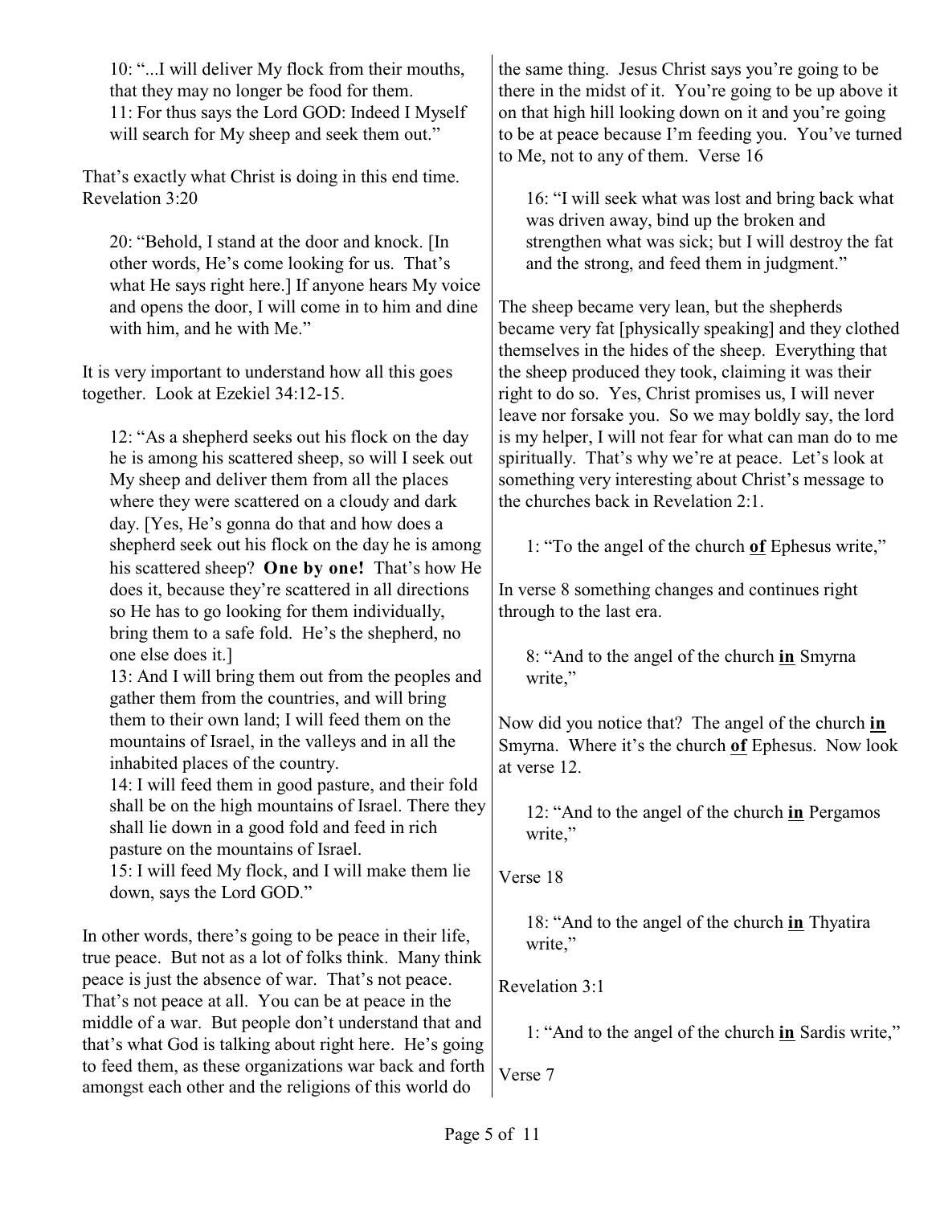> 10: "...I will deliver My flock from their mouths, that they may no longer be food for them.
> 11: For thus says the Lord GOD: Indeed I Myself will search for My sheep and seek them out."

That's exactly what Christ is doing in this end time. Revelation 3:20

> 20: "Behold, I stand at the door and knock. [In other words, He's come looking for us. That's what He says right here.] If anyone hears My voice and opens the door, I will come in to him and dine with him, and he with Me."

It is very important to understand how all this goes together. Look at Ezekiel 34:12-15.

> 12: "As a shepherd seeks out his flock on the day he is among his scattered sheep, so will I seek out My sheep and deliver them from all the places where they were scattered on a cloudy and dark day. [Yes, He's gonna do that and how does a shepherd seek out his flock on the day he is among his scattered sheep? **One by one!** That's how He does it, because they're scattered in all directions so He has to go looking for them individually, bring them to a safe fold. He's the shepherd, no one else does it.]
> 13: And I will bring them out from the peoples and gather them from the countries, and will bring them to their own land; I will feed them on the mountains of Israel, in the valleys and in all the inhabited places of the country.
> 14: I will feed them in good pasture, and their fold shall be on the high mountains of Israel. There they shall lie down in a good fold and feed in rich pasture on the mountains of Israel.
> 15: I will feed My flock, and I will make them lie down, says the Lord GOD."

In other words, there's going to be peace in their life, true peace. But not as a lot of folks think. Many think peace is just the absence of war. That's not peace. That's not peace at all. You can be at peace in the middle of a war. But people don't understand that and that's what God is talking about right here. He's going to feed them, as these organizations war back and forth amongst each other and the religions of this world do the same thing. Jesus Christ says you're going to be there in the midst of it. You're going to be up above it on that high hill looking down on it and you're going to be at peace because I'm feeding you. You've turned to Me, not to any of them. Verse 16

> 16: "I will seek what was lost and bring back what was driven away, bind up the broken and strengthen what was sick; but I will destroy the fat and the strong, and feed them in judgment."

The sheep became very lean, but the shepherds became very fat [physically speaking] and they clothed themselves in the hides of the sheep. Everything that the sheep produced they took, claiming it was their right to do so. Yes, Christ promises us, I will never leave nor forsake you. So we may boldly say, the lord is my helper, I will not fear for what can man do to me spiritually. That's why we're at peace. Let's look at something very interesting about Christ's message to the churches back in Revelation 2:1.

> 1: "To the angel of the church **<u>of</u>** Ephesus write,"

In verse 8 something changes and continues right through to the last era.

> 8: "And to the angel of the church **<u>in</u>** Smyrna write,"

Now did you notice that? The angel of the church **<u>in</u>** Smyrna. Where it's the church **<u>of</u>** Ephesus. Now look at verse 12.

> 12: "And to the angel of the church **<u>in</u>** Pergamos write,"

Verse 18

> 18: "And to the angel of the church **<u>in</u>** Thyatira write,"

Revelation 3:1

> 1: "And to the angel of the church **<u>in</u>** Sardis write,"

Verse 7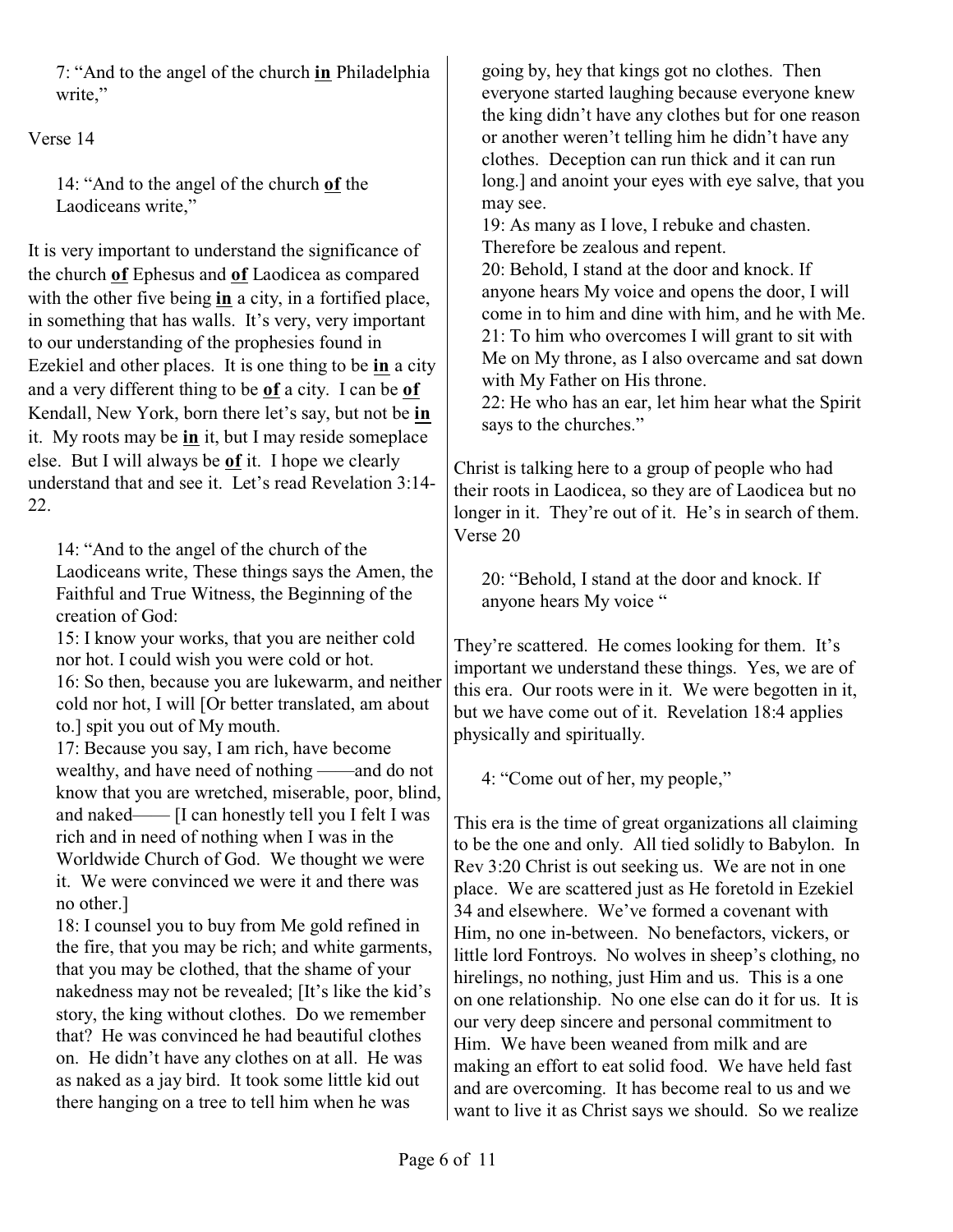> 7: "And to the angel of the church **in** Philadelphia write,"

Verse 14

> 14: "And to the angel of the church **of** the Laodiceans write,"

It is very important to understand the significance of the church **of** Ephesus and **of** Laodicea as compared with the other five being **in** a city, in a fortified place, in something that has walls. It's very, very important to our understanding of the prophesies found in Ezekiel and other places. It is one thing to be **in** a city and a very different thing to be **of** a city. I can be **of** Kendall, New York, born there let's say, but not be **in** it. My roots may be **in** it, but I may reside someplace else. But I will always be **of** it. I hope we clearly understand that and see it. Let's read Revelation 3:14-22.

> 14: "And to the angel of the church of the Laodiceans write, These things says the Amen, the Faithful and True Witness, the Beginning of the creation of God:
> 15: I know your works, that you are neither cold nor hot. I could wish you were cold or hot.
> 16: So then, because you are lukewarm, and neither cold nor hot, I will [Or better translated, am about to.] spit you out of My mouth.
> 17: Because you say, I am rich, have become wealthy, and have need of nothing ——and do not know that you are wretched, miserable, poor, blind, and naked—— [I can honestly tell you I felt I was rich and in need of nothing when I was in the Worldwide Church of God. We thought we were it. We were convinced we were it and there was no other.]
> 18: I counsel you to buy from Me gold refined in the fire, that you may be rich; and white garments, that you may be clothed, that the shame of your nakedness may not be revealed; [It's like the kid's story, the king without clothes. Do we remember that? He was convinced he had beautiful clothes on. He didn't have any clothes on at all. He was as naked as a jay bird. It took some little kid out there hanging on a tree to tell him when he was going by, hey that kings got no clothes. Then everyone started laughing because everyone knew the king didn't have any clothes but for one reason or another weren't telling him he didn't have any clothes. Deception can run thick and it can run long.] and anoint your eyes with eye salve, that you may see.
> 19: As many as I love, I rebuke and chasten. Therefore be zealous and repent.
> 20: Behold, I stand at the door and knock. If anyone hears My voice and opens the door, I will come in to him and dine with him, and he with Me.
> 21: To him who overcomes I will grant to sit with Me on My throne, as I also overcame and sat down with My Father on His throne.
> 22: He who has an ear, let him hear what the Spirit says to the churches."

Christ is talking here to a group of people who had their roots in Laodicea, so they are of Laodicea but no longer in it. They're out of it. He's in search of them. Verse 20

> 20: "Behold, I stand at the door and knock. If anyone hears My voice "

They're scattered. He comes looking for them. It's important we understand these things. Yes, we are of this era. Our roots were in it. We were begotten in it, but we have come out of it. Revelation 18:4 applies physically and spiritually.

> 4: "Come out of her, my people,"

This era is the time of great organizations all claiming to be the one and only. All tied solidly to Babylon. In Rev 3:20 Christ is out seeking us. We are not in one place. We are scattered just as He foretold in Ezekiel 34 and elsewhere. We've formed a covenant with Him, no one in-between. No benefactors, vickers, or little lord Fontroys. No wolves in sheep's clothing, no hirelings, no nothing, just Him and us. This is a one on one relationship. No one else can do it for us. It is our very deep sincere and personal commitment to Him. We have been weaned from milk and are making an effort to eat solid food. We have held fast and are overcoming. It has become real to us and we want to live it as Christ says we should. So we realize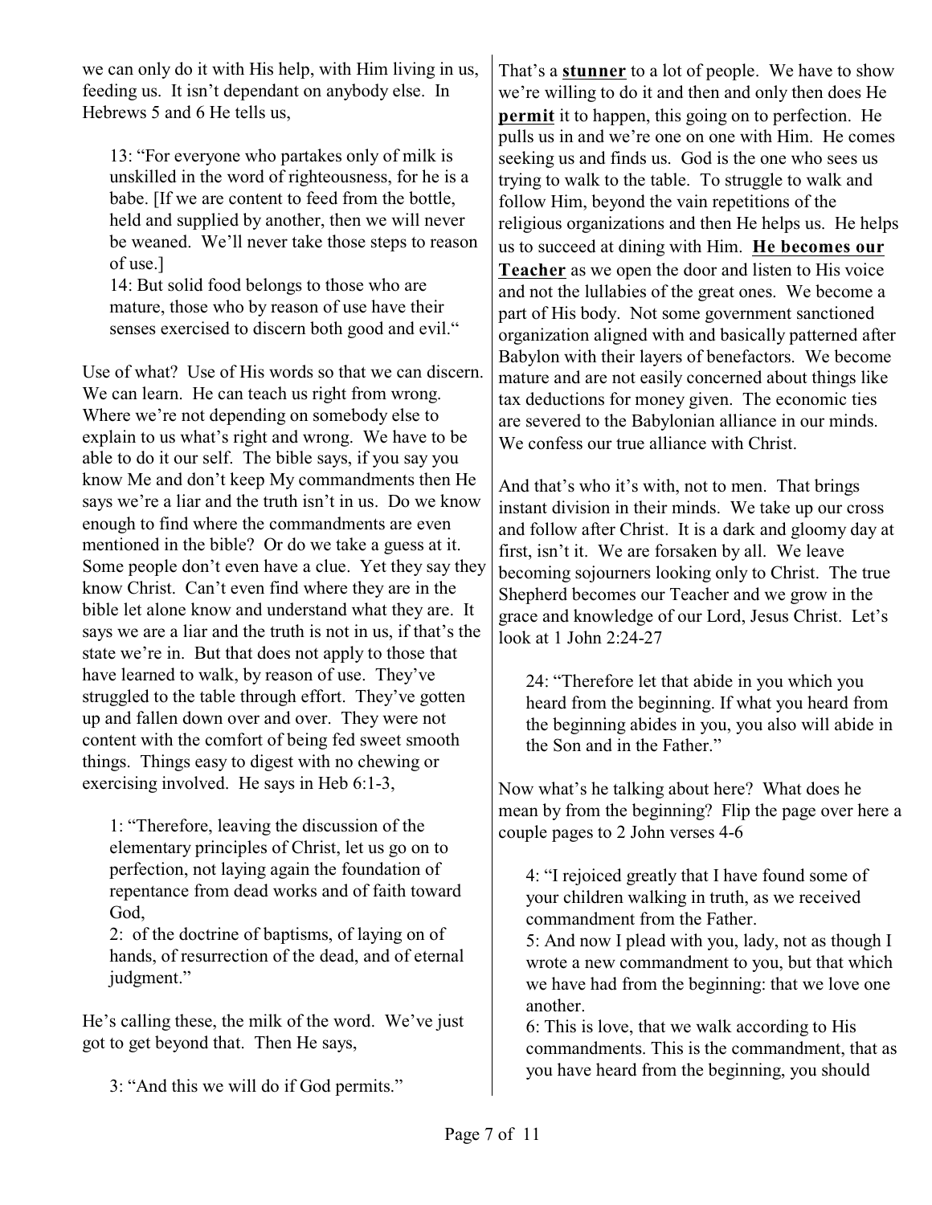we can only do it with His help, with Him living in us, feeding us. It isn't dependant on anybody else. In Hebrews 5 and 6 He tells us,

> 13: "For everyone who partakes only of milk is unskilled in the word of righteousness, for he is a babe. [If we are content to feed from the bottle, held and supplied by another, then we will never be weaned. We'll never take those steps to reason of use.]
> 14: But solid food belongs to those who are mature, those who by reason of use have their senses exercised to discern both good and evil."

Use of what? Use of His words so that we can discern. We can learn. He can teach us right from wrong. Where we're not depending on somebody else to explain to us what's right and wrong. We have to be able to do it our self. The bible says, if you say you know Me and don't keep My commandments then He says we're a liar and the truth isn't in us. Do we know enough to find where the commandments are even mentioned in the bible? Or do we take a guess at it. Some people don't even have a clue. Yet they say they know Christ. Can't even find where they are in the bible let alone know and understand what they are. It says we are a liar and the truth is not in us, if that's the state we're in. But that does not apply to those that have learned to walk, by reason of use. They've struggled to the table through effort. They've gotten up and fallen down over and over. They were not content with the comfort of being fed sweet smooth things. Things easy to digest with no chewing or exercising involved. He says in Heb 6:1-3,

> 1: "Therefore, leaving the discussion of the elementary principles of Christ, let us go on to perfection, not laying again the foundation of repentance from dead works and of faith toward God,
> 2: of the doctrine of baptisms, of laying on of hands, of resurrection of the dead, and of eternal judgment."

He's calling these, the milk of the word. We've just got to get beyond that. Then He says,

> 3: "And this we will do if God permits."

That's a **stunner** to a lot of people. We have to show we're willing to do it and then and only then does He **permit** it to happen, this going on to perfection. He pulls us in and we're one on one with Him. He comes seeking us and finds us. God is the one who sees us trying to walk to the table. To struggle to walk and follow Him, beyond the vain repetitions of the religious organizations and then He helps us. He helps us to succeed at dining with Him. **He becomes our Teacher** as we open the door and listen to His voice and not the lullabies of the great ones. We become a part of His body. Not some government sanctioned organization aligned with and basically patterned after Babylon with their layers of benefactors. We become mature and are not easily concerned about things like tax deductions for money given. The economic ties are severed to the Babylonian alliance in our minds. We confess our true alliance with Christ.

And that's who it's with, not to men. That brings instant division in their minds. We take up our cross and follow after Christ. It is a dark and gloomy day at first, isn't it. We are forsaken by all. We leave becoming sojourners looking only to Christ. The true Shepherd becomes our Teacher and we grow in the grace and knowledge of our Lord, Jesus Christ. Let's look at 1 John 2:24-27

> 24: "Therefore let that abide in you which you heard from the beginning. If what you heard from the beginning abides in you, you also will abide in the Son and in the Father."

Now what's he talking about here? What does he mean by from the beginning? Flip the page over here a couple pages to 2 John verses 4-6

> 4: "I rejoiced greatly that I have found some of your children walking in truth, as we received commandment from the Father.
> 5: And now I plead with you, lady, not as though I wrote a new commandment to you, but that which we have had from the beginning: that we love one another.
> 6: This is love, that we walk according to His commandments. This is the commandment, that as you have heard from the beginning, you should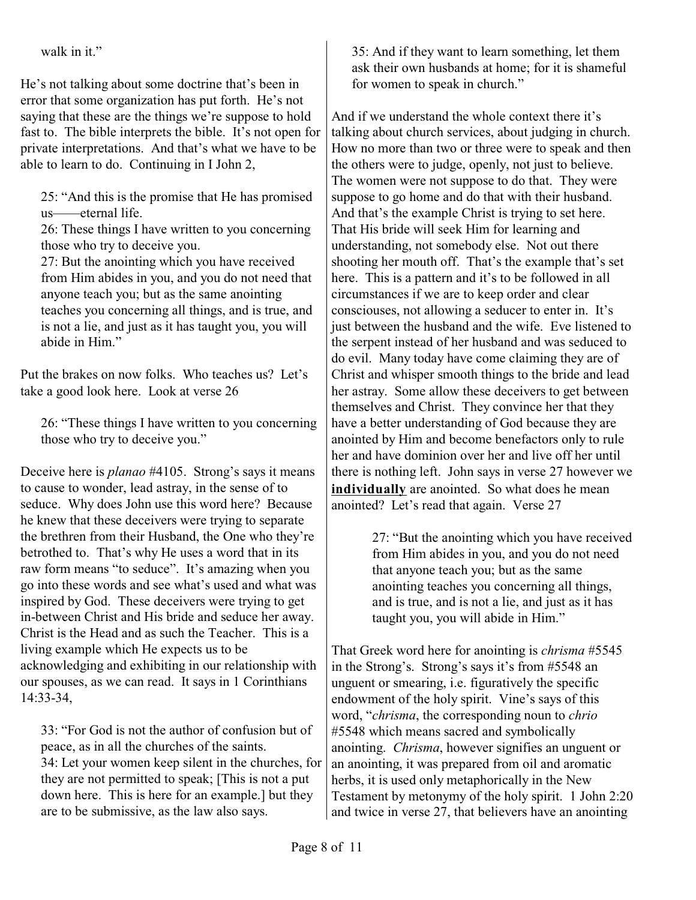walk in it."

He's not talking about some doctrine that's been in error that some organization has put forth. He's not saying that these are the things we're suppose to hold fast to. The bible interprets the bible. It's not open for private interpretations. And that's what we have to be able to learn to do. Continuing in I John 2,

> 25: "And this is the promise that He has promised us——eternal life.
> 26: These things I have written to you concerning those who try to deceive you.
> 27: But the anointing which you have received from Him abides in you, and you do not need that anyone teach you; but as the same anointing teaches you concerning all things, and is true, and is not a lie, and just as it has taught you, you will abide in Him."

Put the brakes on now folks. Who teaches us? Let's take a good look here. Look at verse 26

> 26: "These things I have written to you concerning those who try to deceive you."

Deceive here is *planao* #4105. Strong's says it means to cause to wonder, lead astray, in the sense of to seduce. Why does John use this word here? Because he knew that these deceivers were trying to separate the brethren from their Husband, the One who they're betrothed to. That's why He uses a word that in its raw form means "to seduce". It's amazing when you go into these words and see what's used and what was inspired by God. These deceivers were trying to get in-between Christ and His bride and seduce her away. Christ is the Head and as such the Teacher. This is a living example which He expects us to be acknowledging and exhibiting in our relationship with our spouses, as we can read. It says in 1 Corinthians 14:33-34,

> 33: "For God is not the author of confusion but of peace, as in all the churches of the saints.
> 34: Let your women keep silent in the churches, for they are not permitted to speak; [This is not a put down here. This is here for an example.] but they are to be submissive, as the law also says.
> 35: And if they want to learn something, let them ask their own husbands at home; for it is shameful for women to speak in church."

And if we understand the whole context there it's talking about church services, about judging in church. How no more than two or three were to speak and then the others were to judge, openly, not just to believe. The women were not suppose to do that. They were suppose to go home and do that with their husband. And that's the example Christ is trying to set here. That His bride will seek Him for learning and understanding, not somebody else. Not out there shooting her mouth off. That's the example that's set here. This is a pattern and it's to be followed in all circumstances if we are to keep order and clear consciouses, not allowing a seducer to enter in. It's just between the husband and the wife. Eve listened to the serpent instead of her husband and was seduced to do evil. Many today have come claiming they are of Christ and whisper smooth things to the bride and lead her astray. Some allow these deceivers to get between themselves and Christ. They convince her that they have a better understanding of God because they are anointed by Him and become benefactors only to rule her and have dominion over her and live off her until there is nothing left. John says in verse 27 however we **individually** are anointed. So what does he mean anointed? Let's read that again. Verse 27

> 27: "But the anointing which you have received from Him abides in you, and you do not need that anyone teach you; but as the same anointing teaches you concerning all things, and is true, and is not a lie, and just as it has taught you, you will abide in Him."

That Greek word here for anointing is *chrisma* #5545 in the Strong's. Strong's says it's from #5548 an unguent or smearing, i.e. figuratively the specific endowment of the holy spirit. Vine's says of this word, "*chrisma*, the corresponding noun to *chrio* #5548 which means sacred and symbolically anointing. *Chrisma*, however signifies an unguent or an anointing, it was prepared from oil and aromatic herbs, it is used only metaphorically in the New Testament by metonymy of the holy spirit. 1 John 2:20 and twice in verse 27, that believers have an anointing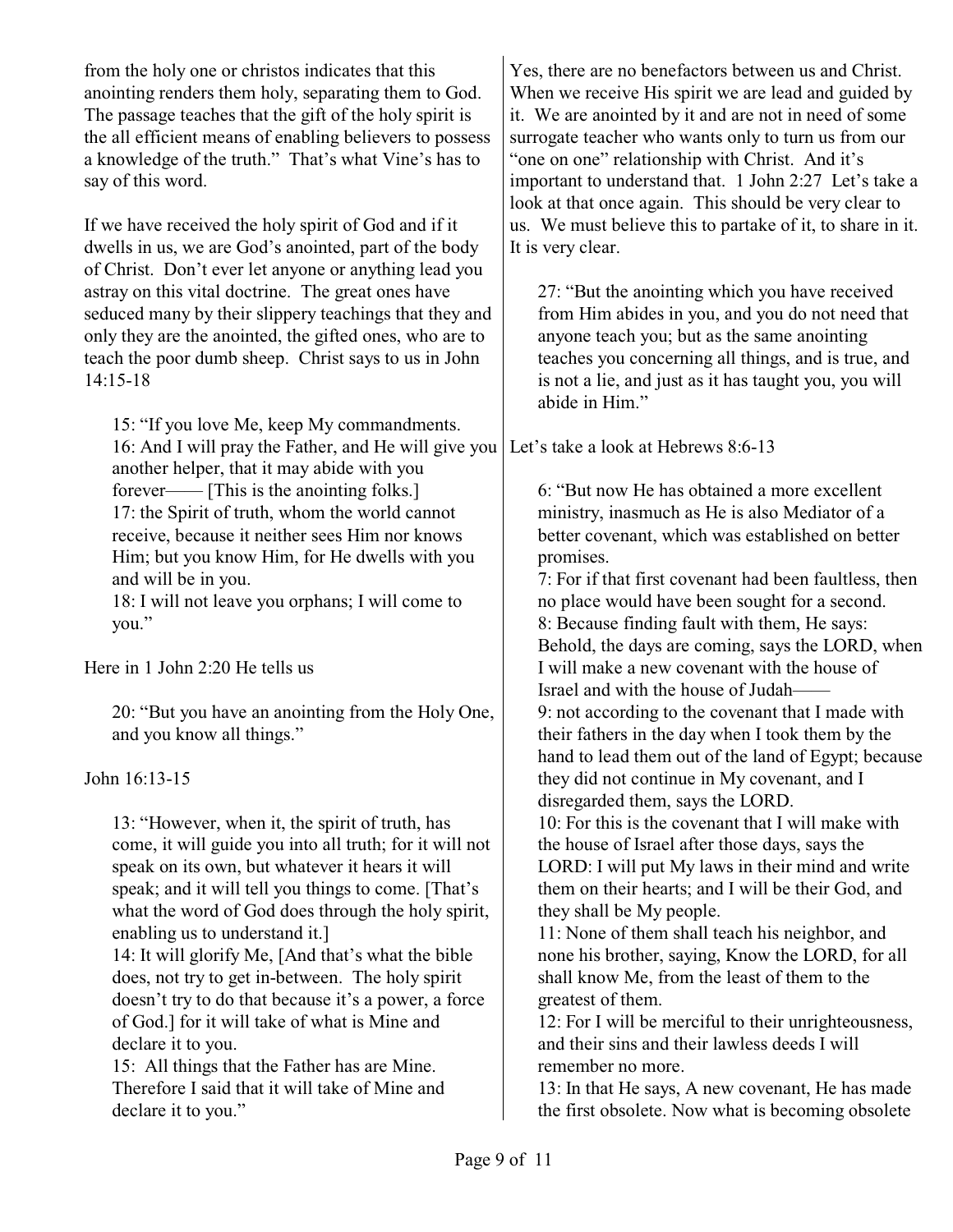from the holy one or christos indicates that this anointing renders them holy, separating them to God. The passage teaches that the gift of the holy spirit is the all efficient means of enabling believers to possess a knowledge of the truth." That's what Vine's has to say of this word.

If we have received the holy spirit of God and if it dwells in us, we are God's anointed, part of the body of Christ. Don't ever let anyone or anything lead you astray on this vital doctrine. The great ones have seduced many by their slippery teachings that they and only they are the anointed, the gifted ones, who are to teach the poor dumb sheep. Christ says to us in John 14:15-18

> 15: "If you love Me, keep My commandments.
> 16: And I will pray the Father, and He will give you another helper, that it may abide with you forever—— [This is the anointing folks.]
> 17: the Spirit of truth, whom the world cannot receive, because it neither sees Him nor knows Him; but you know Him, for He dwells with you and will be in you.
> 18: I will not leave you orphans; I will come to you."

Here in 1 John 2:20 He tells us

> 20: "But you have an anointing from the Holy One, and you know all things."

John 16:13-15

> 13: "However, when it, the spirit of truth, has come, it will guide you into all truth; for it will not speak on its own, but whatever it hears it will speak; and it will tell you things to come. [That's what the word of God does through the holy spirit, enabling us to understand it.]
> 14: It will glorify Me, [And that's what the bible does, not try to get in-between. The holy spirit doesn't try to do that because it's a power, a force of God.] for it will take of what is Mine and declare it to you.
> 15: All things that the Father has are Mine. Therefore I said that it will take of Mine and declare it to you."

Yes, there are no benefactors between us and Christ. When we receive His spirit we are lead and guided by it. We are anointed by it and are not in need of some surrogate teacher who wants only to turn us from our "one on one" relationship with Christ. And it's important to understand that. 1 John 2:27 Let's take a look at that once again. This should be very clear to us. We must believe this to partake of it, to share in it. It is very clear.

> 27: "But the anointing which you have received from Him abides in you, and you do not need that anyone teach you; but as the same anointing teaches you concerning all things, and is true, and is not a lie, and just as it has taught you, you will abide in Him."

Let's take a look at Hebrews 8:6-13

> 6: "But now He has obtained a more excellent ministry, inasmuch as He is also Mediator of a better covenant, which was established on better promises.
> 7: For if that first covenant had been faultless, then no place would have been sought for a second.
> 8: Because finding fault with them, He says: Behold, the days are coming, says the LORD, when I will make a new covenant with the house of Israel and with the house of Judah——
> 9: not according to the covenant that I made with their fathers in the day when I took them by the hand to lead them out of the land of Egypt; because they did not continue in My covenant, and I disregarded them, says the LORD.
> 10: For this is the covenant that I will make with the house of Israel after those days, says the LORD: I will put My laws in their mind and write them on their hearts; and I will be their God, and they shall be My people.
> 11: None of them shall teach his neighbor, and none his brother, saying, Know the LORD, for all shall know Me, from the least of them to the greatest of them.
> 12: For I will be merciful to their unrighteousness, and their sins and their lawless deeds I will remember no more.
> 13: In that He says, A new covenant, He has made the first obsolete. Now what is becoming obsolete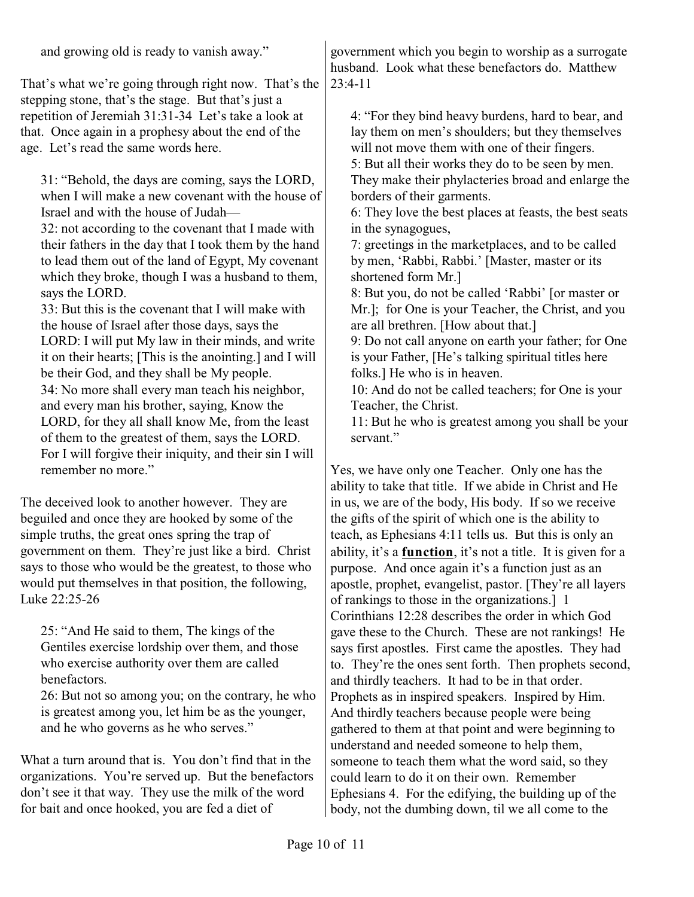and growing old is ready to vanish away."

That's what we're going through right now. That's the stepping stone, that's the stage. But that's just a repetition of Jeremiah 31:31-34 Let's take a look at that. Once again in a prophesy about the end of the age. Let's read the same words here.

> 31: "Behold, the days are coming, says the LORD, when I will make a new covenant with the house of Israel and with the house of Judah—
> 32: not according to the covenant that I made with their fathers in the day that I took them by the hand to lead them out of the land of Egypt, My covenant which they broke, though I was a husband to them, says the LORD.
> 33: But this is the covenant that I will make with the house of Israel after those days, says the LORD: I will put My law in their minds, and write it on their hearts; [This is the anointing.] and I will be their God, and they shall be My people.
> 34: No more shall every man teach his neighbor, and every man his brother, saying, Know the LORD, for they all shall know Me, from the least of them to the greatest of them, says the LORD. For I will forgive their iniquity, and their sin I will remember no more."

The deceived look to another however. They are beguiled and once they are hooked by some of the simple truths, the great ones spring the trap of government on them. They're just like a bird. Christ says to those who would be the greatest, to those who would put themselves in that position, the following, Luke 22:25-26

> 25: "And He said to them, The kings of the Gentiles exercise lordship over them, and those who exercise authority over them are called benefactors.
> 26: But not so among you; on the contrary, he who is greatest among you, let him be as the younger, and he who governs as he who serves."

What a turn around that is. You don't find that in the organizations. You're served up. But the benefactors don't see it that way. They use the milk of the word for bait and once hooked, you are fed a diet of government which you begin to worship as a surrogate husband. Look what these benefactors do. Matthew 23:4-11

> 4: "For they bind heavy burdens, hard to bear, and lay them on men's shoulders; but they themselves will not move them with one of their fingers.
> 5: But all their works they do to be seen by men. They make their phylacteries broad and enlarge the borders of their garments.
> 6: They love the best places at feasts, the best seats in the synagogues,
> 7: greetings in the marketplaces, and to be called by men, 'Rabbi, Rabbi.' [Master, master or its shortened form Mr.]
> 8: But you, do not be called 'Rabbi' [or master or Mr.]; for One is your Teacher, the Christ, and you are all brethren. [How about that.]
> 9: Do not call anyone on earth your father; for One is your Father, [He's talking spiritual titles here folks.] He who is in heaven.
> 10: And do not be called teachers; for One is your Teacher, the Christ.
> 11: But he who is greatest among you shall be your servant."

Yes, we have only one Teacher. Only one has the ability to take that title. If we abide in Christ and He in us, we are of the body, His body. If so we receive the gifts of the spirit of which one is the ability to teach, as Ephesians 4:11 tells us. But this is only an ability, it's a **function**, it's not a title. It is given for a purpose. And once again it's a function just as an apostle, prophet, evangelist, pastor. [They're all layers of rankings to those in the organizations.] 1 Corinthians 12:28 describes the order in which God gave these to the Church. These are not rankings! He says first apostles. First came the apostles. They had to. They're the ones sent forth. Then prophets second, and thirdly teachers. It had to be in that order. Prophets as in inspired speakers. Inspired by Him. And thirdly teachers because people were being gathered to them at that point and were beginning to understand and needed someone to help them, someone to teach them what the word said, so they could learn to do it on their own. Remember Ephesians 4. For the edifying, the building up of the body, not the dumbing down, til we all come to the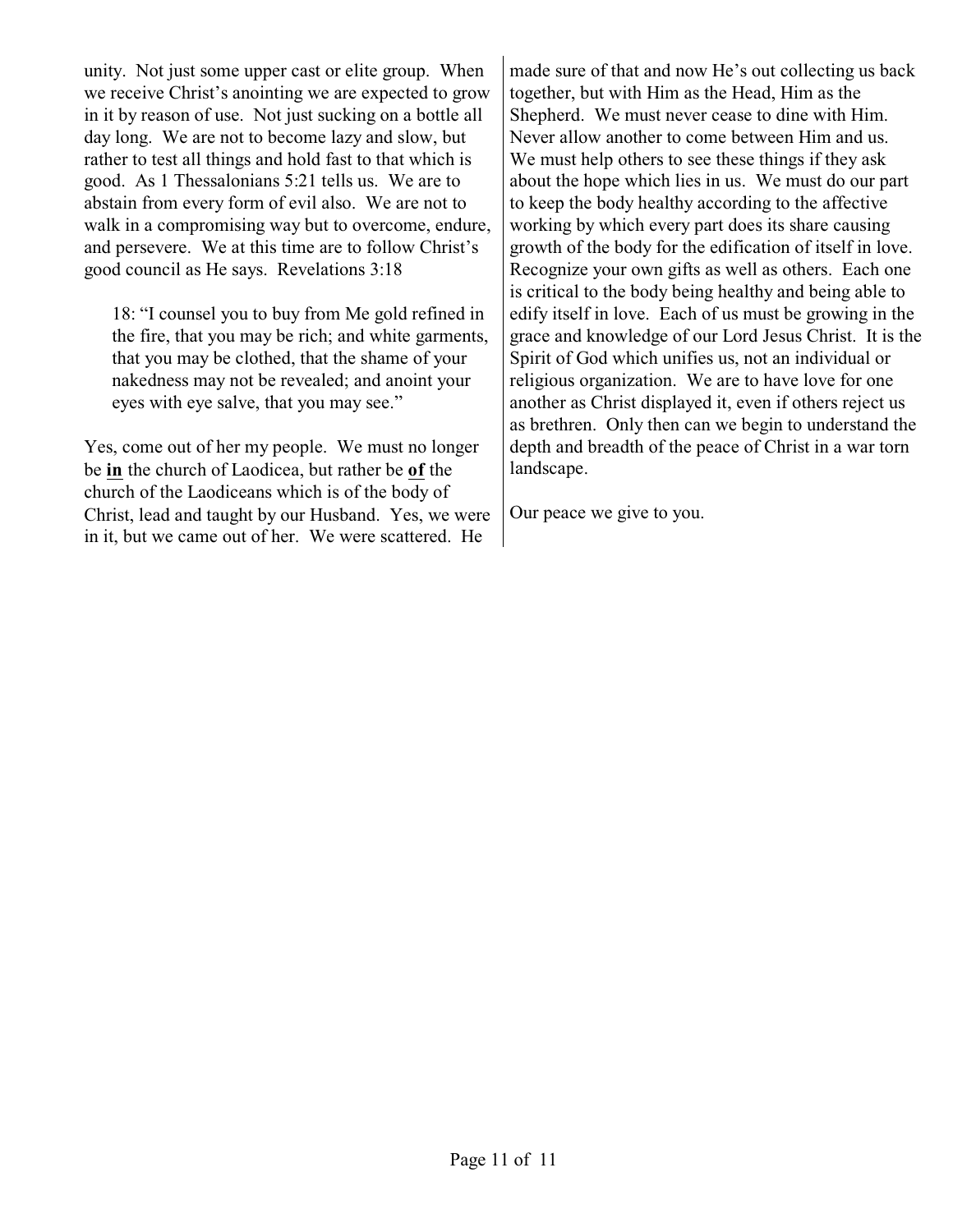unity. Not just some upper cast or elite group. When we receive Christ's anointing we are expected to grow in it by reason of use. Not just sucking on a bottle all day long. We are not to become lazy and slow, but rather to test all things and hold fast to that which is good. As 1 Thessalonians 5:21 tells us. We are to abstain from every form of evil also. We are not to walk in a compromising way but to overcome, endure, and persevere. We at this time are to follow Christ's good council as He says. Revelations 3:18

> 18: "I counsel you to buy from Me gold refined in the fire, that you may be rich; and white garments, that you may be clothed, that the shame of your nakedness may not be revealed; and anoint your eyes with eye salve, that you may see."

Yes, come out of her my people. We must no longer be **<u>in</u>** the church of Laodicea, but rather be **<u>of</u>** the church of the Laodiceans which is of the body of Christ, lead and taught by our Husband. Yes, we were in it, but we came out of her. We were scattered. He made sure of that and now He's out collecting us back together, but with Him as the Head, Him as the Shepherd. We must never cease to dine with Him. Never allow another to come between Him and us. We must help others to see these things if they ask about the hope which lies in us. We must do our part to keep the body healthy according to the affective working by which every part does its share causing growth of the body for the edification of itself in love. Recognize your own gifts as well as others. Each one is critical to the body being healthy and being able to edify itself in love. Each of us must be growing in the grace and knowledge of our Lord Jesus Christ. It is the Spirit of God which unifies us, not an individual or religious organization. We are to have love for one another as Christ displayed it, even if others reject us as brethren. Only then can we begin to understand the depth and breadth of the peace of Christ in a war torn landscape.

Our peace we give to you.